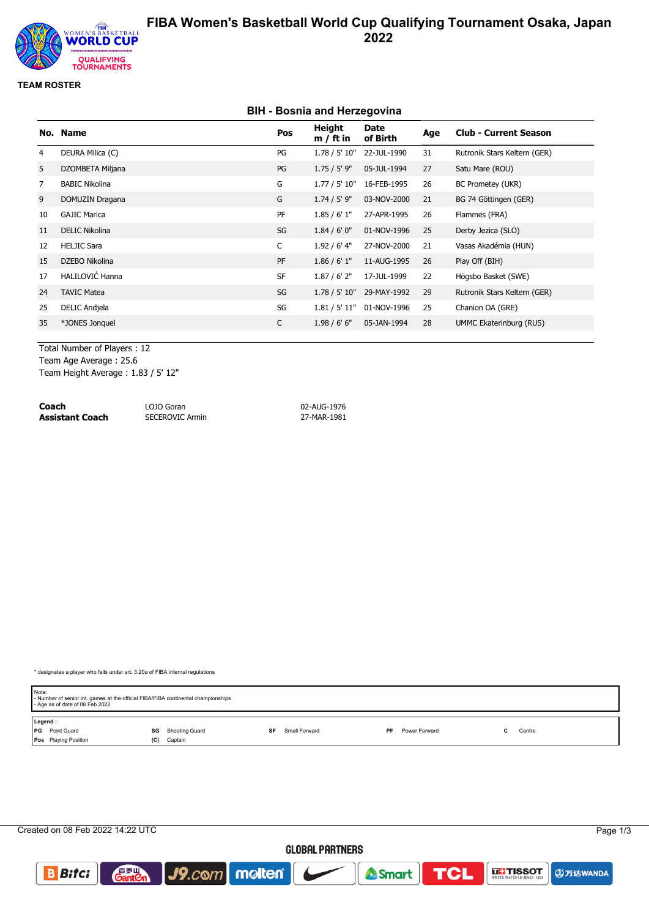# FIBA Women's Basketball World Cup Qualifying Tournament Osaka, Japan 2022

**TEAM ROSTER**

## BIH - Bosnia and Herzegovina

| No. | Name | Pos | Height m / ft in | Date of Birth | Age | Club - Current Season |
|---|---|---|---|---|---|---|
| 4 | DEURA Milica (C) | PG | 1.78 / 5' 10" | 22-JUL-1990 | 31 | Rutronik Stars Keltern (GER) |
| 5 | DZOMBETA Miljana | PG | 1.75 / 5' 9" | 05-JUL-1994 | 27 | Satu Mare (ROU) |
| 7 | BABIC Nikolina | G | 1.77 / 5' 10" | 16-FEB-1995 | 26 | BC Prometey (UKR) |
| 9 | DOMUZIN Dragana | G | 1.74 / 5' 9" | 03-NOV-2000 | 21 | BG 74 Göttingen (GER) |
| 10 | GAJIC Marica | PF | 1.85 / 6' 1" | 27-APR-1995 | 26 | Flammes (FRA) |
| 11 | DELIC Nikolina | SG | 1.84 / 6' 0" | 01-NOV-1996 | 25 | Derby Jezica (SLO) |
| 12 | HELJIC Sara | C | 1.92 / 6' 4" | 27-NOV-2000 | 21 | Vasas Akadémia (HUN) |
| 15 | DZEBO Nikolina | PF | 1.86 / 6' 1" | 11-AUG-1995 | 26 | Play Off (BIH) |
| 17 | HALILOVIĆ Hanna | SF | 1.87 / 6' 2" | 17-JUL-1999 | 22 | Högsbo Basket (SWE) |
| 24 | TAVIC Matea | SG | 1.78 / 5' 10" | 29-MAY-1992 | 29 | Rutronik Stars Keltern (GER) |
| 25 | DELIC Andjela | SG | 1.81 / 5' 11" | 01-NOV-1996 | 25 | Chanion OA (GRE) |
| 35 | *JONES Jonquel | C | 1.98 / 6' 6" | 05-JAN-1994 | 28 | UMMC Ekaterinburg (RUS) |

Total Number of Players : 12
Team Age Average : 25.6
Team Height Average : 1.83 / 5' 12"

| | | |
|---|---|---|
| **Coach** | LOJO Goran | 02-AUG-1976 |
| **Assistant Coach** | SECEROVIC Armin | 27-MAR-1981 |

* designates a player who falls under art. 3.20a of FIBA internal regulations

Note:
- Number of senior int. games at the official FIBA/FIBA continental championships
- Age as of date of 08 Feb 2022

Legend :

| | | | | | | | | | |
|---|---|---|---|---|---|---|---|---|---|
| PG | Point Guard | SG | Shooting Guard | SF | Small Forward | PF | Power Forward | C | Centre |
| Pos | Playing Position | (C) | Captain | | | | | | |

Created on 08 Feb 2022 14:22 UTC

GLOBAL PARTNERS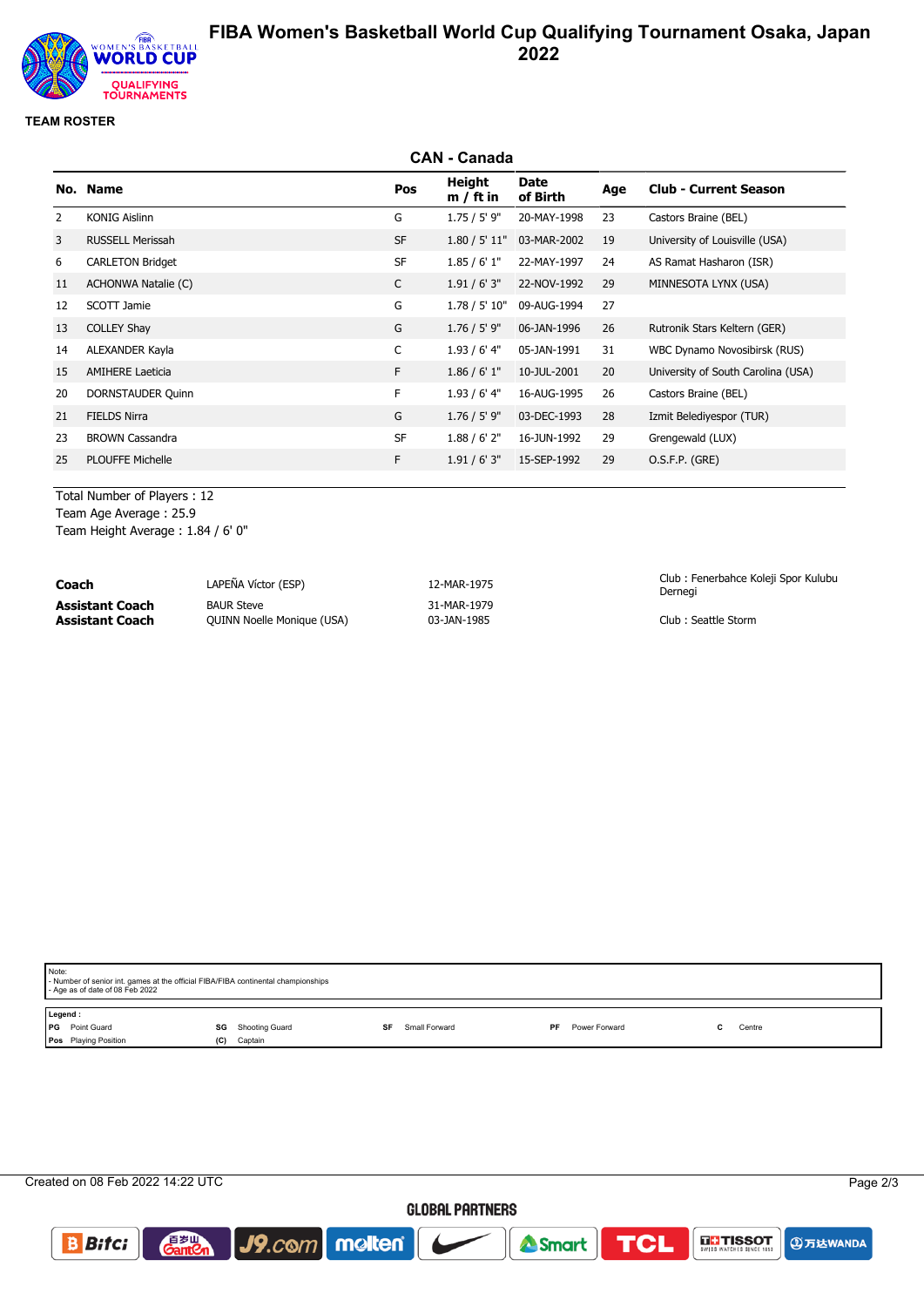# FIBA Women's Basketball World Cup Qualifying Tournament Osaka, Japan 2022

**TEAM ROSTER**

## CAN - Canada

| No. | Name | Pos | Height m / ft in | Date of Birth | Age | Club - Current Season |
|---|---|---|---|---|---|---|
| 2 | KONIG Aislinn | G | 1.75 / 5' 9" | 20-MAY-1998 | 23 | Castors Braine (BEL) |
| 3 | RUSSELL Merissah | SF | 1.80 / 5' 11" | 03-MAR-2002 | 19 | University of Louisville (USA) |
| 6 | CARLETON Bridget | SF | 1.85 / 6' 1" | 22-MAY-1997 | 24 | AS Ramat Hasharon (ISR) |
| 11 | ACHONWA Natalie (C) | C | 1.91 / 6' 3" | 22-NOV-1992 | 29 | MINNESOTA LYNX (USA) |
| 12 | SCOTT Jamie | G | 1.78 / 5' 10" | 09-AUG-1994 | 27 | |
| 13 | COLLEY Shay | G | 1.76 / 5' 9" | 06-JAN-1996 | 26 | Rutronik Stars Keltern (GER) |
| 14 | ALEXANDER Kayla | C | 1.93 / 6' 4" | 05-JAN-1991 | 31 | WBC Dynamo Novosibirsk (RUS) |
| 15 | AMIHERE Laeticia | F | 1.86 / 6' 1" | 10-JUL-2001 | 20 | University of South Carolina (USA) |
| 20 | DORNSTAUDER Quinn | F | 1.93 / 6' 4" | 16-AUG-1995 | 26 | Castors Braine (BEL) |
| 21 | FIELDS Nirra | G | 1.76 / 5' 9" | 03-DEC-1993 | 28 | Izmit Belediyespor (TUR) |
| 23 | BROWN Cassandra | SF | 1.88 / 6' 2" | 16-JUN-1992 | 29 | Grengewald (LUX) |
| 25 | PLOUFFE Michelle | F | 1.91 / 6' 3" | 15-SEP-1992 | 29 | O.S.F.P. (GRE) |

Total Number of Players : 12
Team Age Average : 25.9
Team Height Average : 1.84 / 6' 0"

| | | | |
|---|---|---|---|
| **Coach** | LAPEÑA Víctor (ESP) | 12-MAR-1975 | Club : Fenerbahce Koleji Spor Kulubu Dernegi |
| **Assistant Coach** | BAUR Steve | 31-MAR-1979 | |
| **Assistant Coach** | QUINN Noelle Monique (USA) | 03-JAN-1985 | Club : Seattle Storm |

Note:
- Number of senior int. games at the official FIBA/FIBA continental championships
- Age as of date of 08 Feb 2022

Legend :

| | | | | | | | | | |
|---|---|---|---|---|---|---|---|---|---|
| PG | Point Guard | SG | Shooting Guard | SF | Small Forward | PF | Power Forward | C | Centre |
| Pos | Playing Position | (C) | Captain | | | | | | |

Created on 08 Feb 2022 14:22 UTC

GLOBAL PARTNERS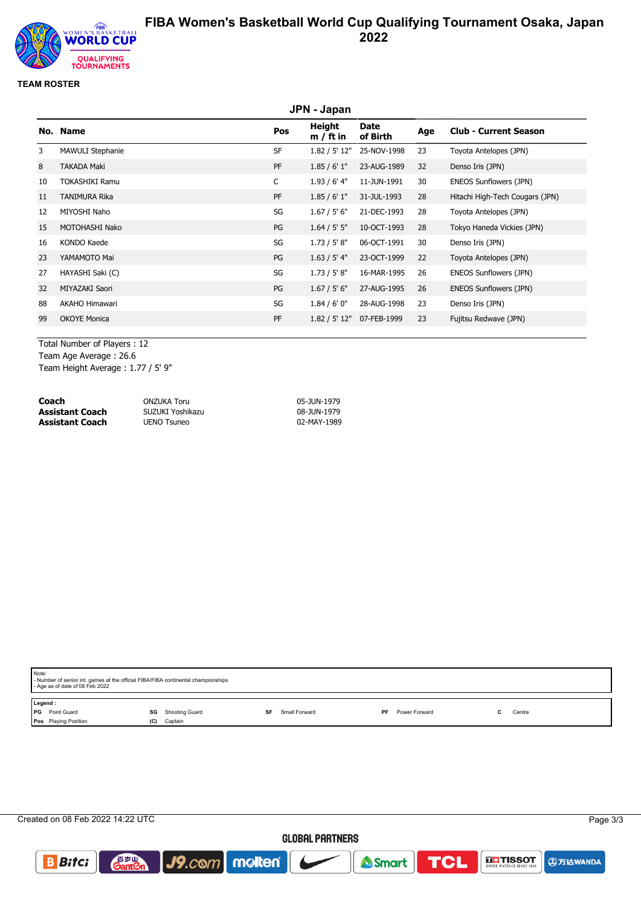# FIBA Women's Basketball World Cup Qualifying Tournament Osaka, Japan 2022

**TEAM ROSTER**

## JPN - Japan

| No. | Name | Pos | Height m / ft in | Date of Birth | Age | Club - Current Season |
|---|---|---|---|---|---|---|
| 3 | MAWULI Stephanie | SF | 1.82 / 5' 12" | 25-NOV-1998 | 23 | Toyota Antelopes (JPN) |
| 8 | TAKADA Maki | PF | 1.85 / 6' 1" | 23-AUG-1989 | 32 | Denso Iris (JPN) |
| 10 | TOKASHIKI Ramu | C | 1.93 / 6' 4" | 11-JUN-1991 | 30 | ENEOS Sunflowers (JPN) |
| 11 | TANIMURA Rika | PF | 1.85 / 6' 1" | 31-JUL-1993 | 28 | Hitachi High-Tech Cougars (JPN) |
| 12 | MIYOSHI Naho | SG | 1.67 / 5' 6" | 21-DEC-1993 | 28 | Toyota Antelopes (JPN) |
| 15 | MOTOHASHI Nako | PG | 1.64 / 5' 5" | 10-OCT-1993 | 28 | Tokyo Haneda Vickies (JPN) |
| 16 | KONDO Kaede | SG | 1.73 / 5' 8" | 06-OCT-1991 | 30 | Denso Iris (JPN) |
| 23 | YAMAMOTO Mai | PG | 1.63 / 5' 4" | 23-OCT-1999 | 22 | Toyota Antelopes (JPN) |
| 27 | HAYASHI Saki (C) | SG | 1.73 / 5' 8" | 16-MAR-1995 | 26 | ENEOS Sunflowers (JPN) |
| 32 | MIYAZAKI Saori | PG | 1.67 / 5' 6" | 27-AUG-1995 | 26 | ENEOS Sunflowers (JPN) |
| 88 | AKAHO Himawari | SG | 1.84 / 6' 0" | 28-AUG-1998 | 23 | Denso Iris (JPN) |
| 99 | OKOYE Monica | PF | 1.82 / 5' 12" | 07-FEB-1999 | 23 | Fujitsu Redwave (JPN) |

Total Number of Players : 12
Team Age Average : 26.6
Team Height Average : 1.77 / 5' 9"

| | | |
|---|---|---|
| **Coach** | ONZUKA Toru | 05-JUN-1979 |
| **Assistant Coach** | SUZUKI Yoshikazu | 08-JUN-1979 |
| **Assistant Coach** | UENO Tsuneo | 02-MAY-1989 |

Note:
- Number of senior int. games at the official FIBA/FIBA continental championships
- Age as of date of 08 Feb 2022

**Legend :**

| | | | | | | | | | |
|---|---|---|---|---|---|---|---|---|---|
| PG | Point Guard | SG | Shooting Guard | SF | Small Forward | PF | Power Forward | C | Centre |
| Pos | Playing Position | (C) | Captain | | | | | | |

Created on 08 Feb 2022 14:22 UTC

GLOBAL PARTNERS